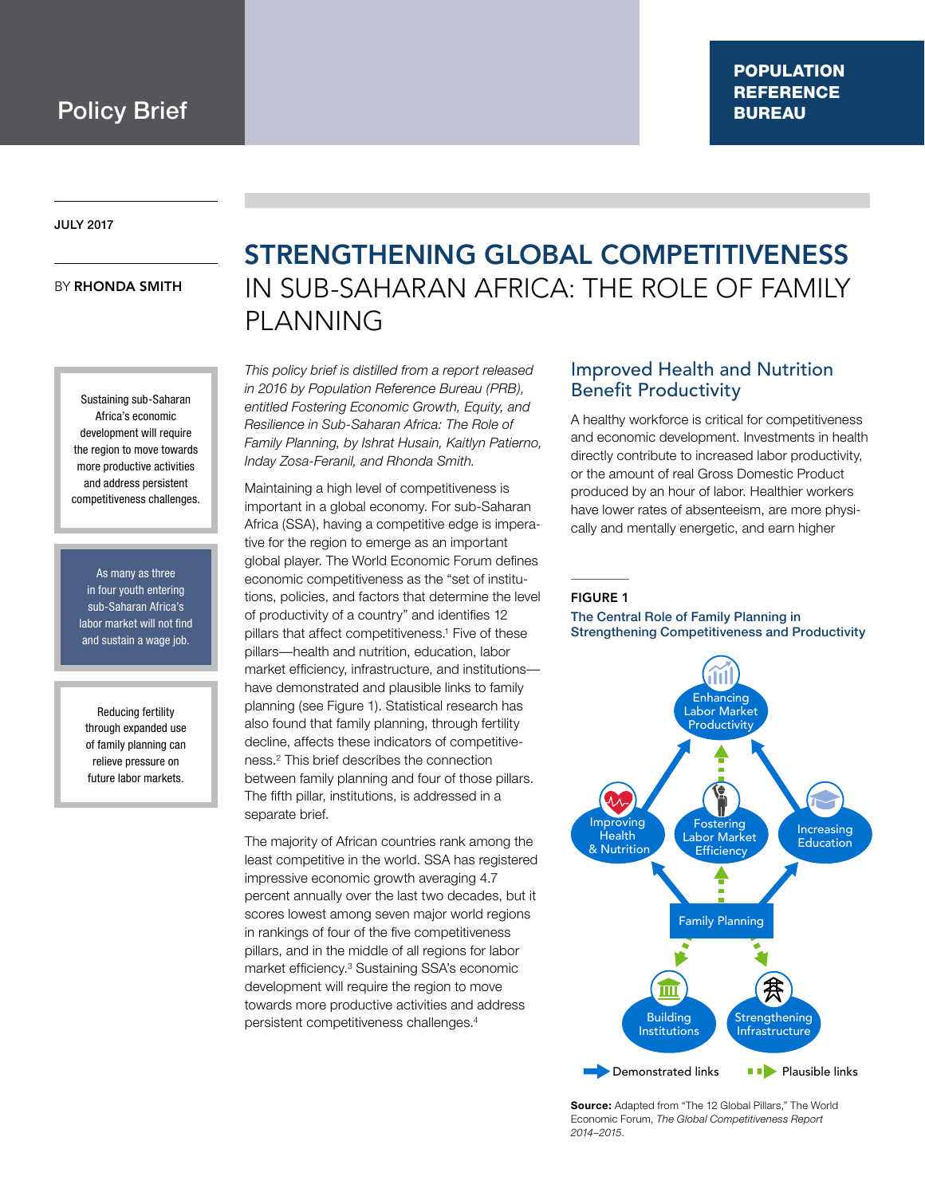Policy Brief

**POPULATION REFERENCE BUREAU**

JULY 2017

BY **RHONDA SMITH**

# STRENGTHENING GLOBAL COMPETITIVENESS IN SUB-SAHARAN AFRICA: THE ROLE OF FAMILY PLANNING

Sustaining sub-Saharan Africa's economic development will require the region to move towards more productive activities and address persistent competitiveness challenges.

As many as three in four youth entering sub-Saharan Africa's labor market will not find and sustain a wage job.

Reducing fertility through expanded use of family planning can relieve pressure on future labor markets.

*This policy brief is distilled from a report released in 2016 by Population Reference Bureau (PRB), entitled Fostering Economic Growth, Equity, and Resilience in Sub-Saharan Africa: The Role of Family Planning, by Ishrat Husain, Kaitlyn Patierno, Inday Zosa-Feranil, and Rhonda Smith.*

Maintaining a high level of competitiveness is important in a global economy. For sub-Saharan Africa (SSA), having a competitive edge is imperative for the region to emerge as an important global player. The World Economic Forum defines economic competitiveness as the "set of institutions, policies, and factors that determine the level of productivity of a country" and identifies 12 pillars that affect competitiveness.[1] Five of these pillars—health and nutrition, education, labor market efficiency, infrastructure, and institutions—have demonstrated and plausible links to family planning (see Figure 1). Statistical research has also found that family planning, through fertility decline, affects these indicators of competitiveness.[2] This brief describes the connection between family planning and four of those pillars. The fifth pillar, institutions, is addressed in a separate brief.

The majority of African countries rank among the least competitive in the world. SSA has registered impressive economic growth averaging 4.7 percent annually over the last two decades, but it scores lowest among seven major world regions in rankings of four of the five competitiveness pillars, and in the middle of all regions for labor market efficiency.[3] Sustaining SSA's economic development will require the region to move towards more productive activities and address persistent competitiveness challenges.[4]

## Improved Health and Nutrition Benefit Productivity

A healthy workforce is critical for competitiveness and economic development. Investments in health directly contribute to increased labor productivity, or the amount of real Gross Domestic Product produced by an hour of labor. Healthier workers have lower rates of absenteeism, are more physically and mentally energetic, and earn higher

**FIGURE 1**

**The Central Role of Family Planning in Strengthening Competitiveness and Productivity**

Enhancing Labor Market Productivity; Improving Health & Nutrition; Fostering Labor Market Efficiency; Increasing Education; Family Planning; Building Institutions; Strengthening Infrastructure

Demonstrated links — Plausible links

**Source:** Adapted from "The 12 Global Pillars," The World Economic Forum, *The Global Competitiveness Report 2014–2015.*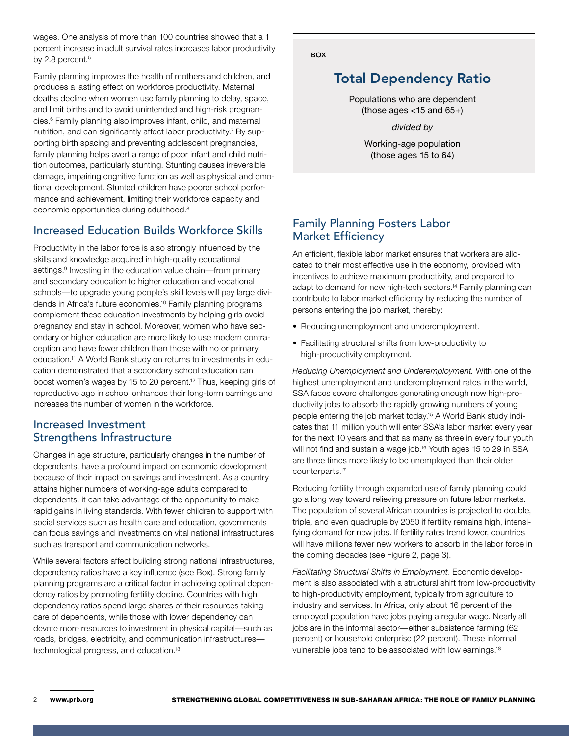wages. One analysis of more than 100 countries showed that a 1 percent increase in adult survival rates increases labor productivity by 2.8 percent.[5]

Family planning improves the health of mothers and children, and produces a lasting effect on workforce productivity. Maternal deaths decline when women use family planning to delay, space, and limit births and to avoid unintended and high-risk pregnancies.[6] Family planning also improves infant, child, and maternal nutrition, and can significantly affect labor productivity.[7] By supporting birth spacing and preventing adolescent pregnancies, family planning helps avert a range of poor infant and child nutrition outcomes, particularly stunting. Stunting causes irreversible damage, impairing cognitive function as well as physical and emotional development. Stunted children have poorer school performance and achievement, limiting their workforce capacity and economic opportunities during adulthood.[8]

## Increased Education Builds Workforce Skills

Productivity in the labor force is also strongly influenced by the skills and knowledge acquired in high-quality educational settings.[9] Investing in the education value chain—from primary and secondary education to higher education and vocational schools—to upgrade young people's skill levels will pay large dividends in Africa's future economies.[10] Family planning programs complement these education investments by helping girls avoid pregnancy and stay in school. Moreover, women who have secondary or higher education are more likely to use modern contraception and have fewer children than those with no or primary education.[11] A World Bank study on returns to investments in education demonstrated that a secondary school education can boost women's wages by 15 to 20 percent.[12] Thus, keeping girls of reproductive age in school enhances their long-term earnings and increases the number of women in the workforce.

## Increased Investment Strengthens Infrastructure

Changes in age structure, particularly changes in the number of dependents, have a profound impact on economic development because of their impact on savings and investment. As a country attains higher numbers of working-age adults compared to dependents, it can take advantage of the opportunity to make rapid gains in living standards. With fewer children to support with social services such as health care and education, governments can focus savings and investments on vital national infrastructures such as transport and communication networks.

While several factors affect building strong national infrastructures, dependency ratios have a key influence (see Box). Strong family planning programs are a critical factor in achieving optimal dependency ratios by promoting fertility decline. Countries with high dependency ratios spend large shares of their resources taking care of dependents, while those with lower dependency can devote more resources to investment in physical capital—such as roads, bridges, electricity, and communication infrastructures—technological progress, and education.[13]

**BOX**

### Total Dependency Ratio

Populations who are dependent (those ages <15 and 65+)

*divided by*

Working-age population (those ages 15 to 64)

## Family Planning Fosters Labor Market Efficiency

An efficient, flexible labor market ensures that workers are allocated to their most effective use in the economy, provided with incentives to achieve maximum productivity, and prepared to adapt to demand for new high-tech sectors.[14] Family planning can contribute to labor market efficiency by reducing the number of persons entering the job market, thereby:

- Reducing unemployment and underemployment.
- Facilitating structural shifts from low-productivity to high-productivity employment.

*Reducing Unemployment and Underemployment.* With one of the highest unemployment and underemployment rates in the world, SSA faces severe challenges generating enough new high-productivity jobs to absorb the rapidly growing numbers of young people entering the job market today.[15] A World Bank study indicates that 11 million youth will enter SSA's labor market every year for the next 10 years and that as many as three in every four youth will not find and sustain a wage job.[16] Youth ages 15 to 29 in SSA are three times more likely to be unemployed than their older counterparts.[17]

Reducing fertility through expanded use of family planning could go a long way toward relieving pressure on future labor markets. The population of several African countries is projected to double, triple, and even quadruple by 2050 if fertility remains high, intensifying demand for new jobs. If fertility rates trend lower, countries will have millions fewer new workers to absorb in the labor force in the coming decades (see Figure 2, page 3).

*Facilitating Structural Shifts in Employment.* Economic development is also associated with a structural shift from low-productivity to high-productivity employment, typically from agriculture to industry and services. In Africa, only about 16 percent of the employed population have jobs paying a regular wage. Nearly all jobs are in the informal sector—either subsistence farming (62 percent) or household enterprise (22 percent). These informal, vulnerable jobs tend to be associated with low earnings.[18]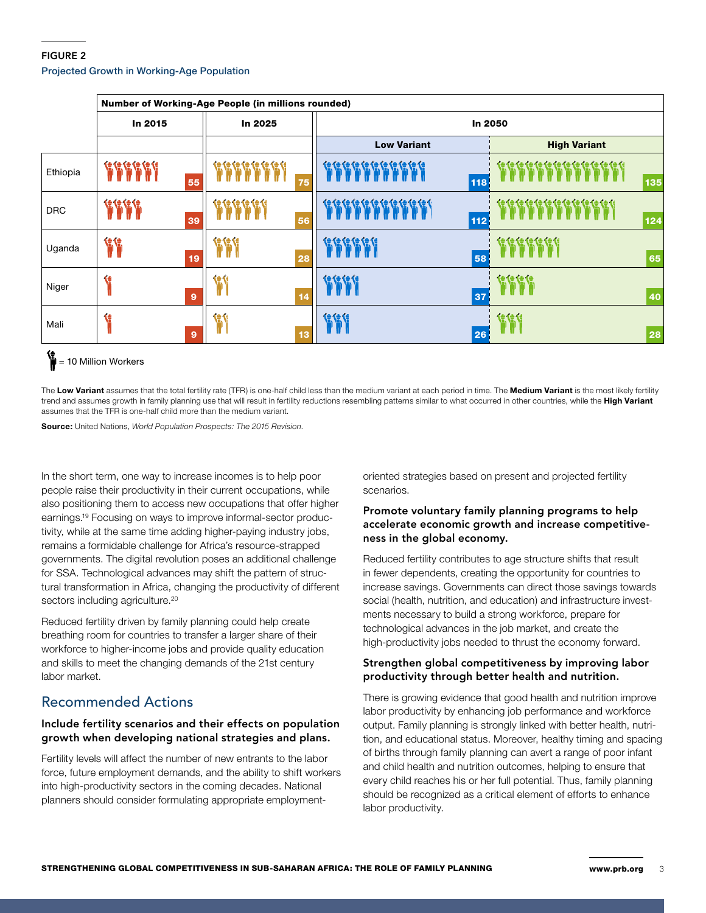**FIGURE 2**

Projected Growth in Working-Age Population

| | Number of Working-Age People (in millions rounded) | | | |
|---|---|---|---|---|
| | In 2015 | In 2025 | In 2050 | |
| | | | Low Variant | High Variant |
| Ethiopia | 55 | 75 | 118 | 135 |
| DRC | 39 | 56 | 112 | 124 |
| Uganda | 19 | 28 | 58 | 65 |
| Niger | 9 | 14 | 37 | 40 |
| Mali | 9 | 13 | 26 | 28 |

= 10 Million Workers

The **Low Variant** assumes that the total fertility rate (TFR) is one-half child less than the medium variant at each period in time. The **Medium Variant** is the most likely fertility trend and assumes growth in family planning use that will result in fertility reductions resembling patterns similar to what occurred in other countries, while the **High Variant** assumes that the TFR is one-half child more than the medium variant.

**Source:** United Nations, *World Population Prospects: The 2015 Revision*.

In the short term, one way to increase incomes is to help poor people raise their productivity in their current occupations, while also positioning them to access new occupations that offer higher earnings.[19] Focusing on ways to improve informal-sector productivity, while at the same time adding higher-paying industry jobs, remains a formidable challenge for Africa's resource-strapped governments. The digital revolution poses an additional challenge for SSA. Technological advances may shift the pattern of structural transformation in Africa, changing the productivity of different sectors including agriculture.[20]

Reduced fertility driven by family planning could help create breathing room for countries to transfer a larger share of their workforce to higher-income jobs and provide quality education and skills to meet the changing demands of the 21st century labor market.

## Recommended Actions

### Include fertility scenarios and their effects on population growth when developing national strategies and plans.

Fertility levels will affect the number of new entrants to the labor force, future employment demands, and the ability to shift workers into high-productivity sectors in the coming decades. National planners should consider formulating appropriate employment-oriented strategies based on present and projected fertility scenarios.

### Promote voluntary family planning programs to help accelerate economic growth and increase competitiveness in the global economy.

Reduced fertility contributes to age structure shifts that result in fewer dependents, creating the opportunity for countries to increase savings. Governments can direct those savings towards social (health, nutrition, and education) and infrastructure investments necessary to build a strong workforce, prepare for technological advances in the job market, and create the high-productivity jobs needed to thrust the economy forward.

### Strengthen global competitiveness by improving labor productivity through better health and nutrition.

There is growing evidence that good health and nutrition improve labor productivity by enhancing job performance and workforce output. Family planning is strongly linked with better health, nutrition, and educational status. Moreover, healthy timing and spacing of births through family planning can avert a range of poor infant and child health and nutrition outcomes, helping to ensure that every child reaches his or her full potential. Thus, family planning should be recognized as a critical element of efforts to enhance labor productivity.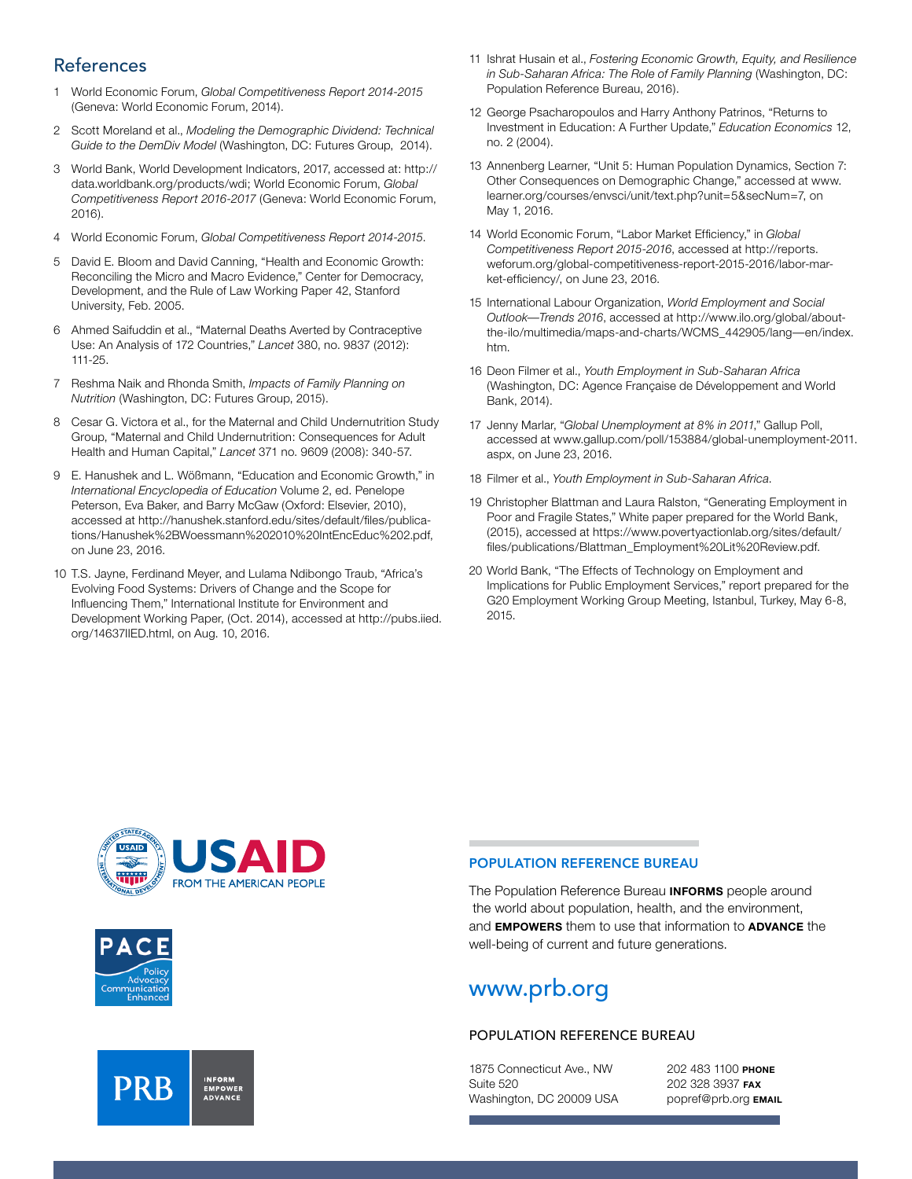## References

1. World Economic Forum, *Global Competitiveness Report 2014-2015* (Geneva: World Economic Forum, 2014).
2. Scott Moreland et al., *Modeling the Demographic Dividend: Technical Guide to the DemDiv Model* (Washington, DC: Futures Group, 2014).
3. World Bank, World Development Indicators, 2017, accessed at: http://data.worldbank.org/products/wdi; World Economic Forum, *Global Competitiveness Report 2016-2017* (Geneva: World Economic Forum, 2016).
4. World Economic Forum, *Global Competitiveness Report 2014-2015*.
5. David E. Bloom and David Canning, "Health and Economic Growth: Reconciling the Micro and Macro Evidence," Center for Democracy, Development, and the Rule of Law Working Paper 42, Stanford University, Feb. 2005.
6. Ahmed Saifuddin et al., "Maternal Deaths Averted by Contraceptive Use: An Analysis of 172 Countries," *Lancet* 380, no. 9837 (2012): 111-25.
7. Reshma Naik and Rhonda Smith, *Impacts of Family Planning on Nutrition* (Washington, DC: Futures Group, 2015).
8. Cesar G. Victora et al., for the Maternal and Child Undernutrition Study Group, "Maternal and Child Undernutrition: Consequences for Adult Health and Human Capital," *Lancet* 371 no. 9609 (2008): 340-57.
9. E. Hanushek and L. Wößmann, "Education and Economic Growth," in *International Encyclopedia of Education* Volume 2, ed. Penelope Peterson, Eva Baker, and Barry McGaw (Oxford: Elsevier, 2010), accessed at http://hanushek.stanford.edu/sites/default/files/publications/Hanushek%2BWoessmann%202010%20IntEncEduc%202.pdf, on June 23, 2016.
10. T.S. Jayne, Ferdinand Meyer, and Lulama Ndibongo Traub, "Africa's Evolving Food Systems: Drivers of Change and the Scope for Influencing Them," International Institute for Environment and Development Working Paper, (Oct. 2014), accessed at http://pubs.iied.org/14637IIED.html, on Aug. 10, 2016.
11. Ishrat Husain et al., *Fostering Economic Growth, Equity, and Resilience in Sub-Saharan Africa: The Role of Family Planning* (Washington, DC: Population Reference Bureau, 2016).
12. George Psacharopoulos and Harry Anthony Patrinos, "Returns to Investment in Education: A Further Update," *Education Economics* 12, no. 2 (2004).
13. Annenberg Learner, "Unit 5: Human Population Dynamics, Section 7: Other Consequences on Demographic Change," accessed at www.learner.org/courses/envsci/unit/text.php?unit=5&secNum=7, on May 1, 2016.
14. World Economic Forum, "Labor Market Efficiency," in *Global Competitiveness Report 2015-2016*, accessed at http://reports.weforum.org/global-competitiveness-report-2015-2016/labor-market-efficiency/, on June 23, 2016.
15. International Labour Organization, *World Employment and Social Outlook—Trends 2016*, accessed at http://www.ilo.org/global/about-the-ilo/multimedia/maps-and-charts/WCMS_442905/lang—en/index.htm.
16. Deon Filmer et al., *Youth Employment in Sub-Saharan Africa* (Washington, DC: Agence Française de Développement and World Bank, 2014).
17. Jenny Marlar, "*Global Unemployment at 8% in 2011*," Gallup Poll, accessed at www.gallup.com/poll/153884/global-unemployment-2011.aspx, on June 23, 2016.
18. Filmer et al., *Youth Employment in Sub-Saharan Africa*.
19. Christopher Blattman and Laura Ralston, "Generating Employment in Poor and Fragile States," White paper prepared for the World Bank, (2015), accessed at https://www.povertyactionlab.org/sites/default/files/publications/Blattman_Employment%20Lit%20Review.pdf.
20. World Bank, "The Effects of Technology on Employment and Implications for Public Employment Services," report prepared for the G20 Employment Working Group Meeting, Istanbul, Turkey, May 6-8, 2015.

USAID
FROM THE AMERICAN PEOPLE

PACE
Policy Advocacy Communication Enhanced

PRB
INFORM EMPOWER ADVANCE

### POPULATION REFERENCE BUREAU

The Population Reference Bureau **INFORMS** people around the world about population, health, and the environment, and **EMPOWERS** them to use that information to **ADVANCE** the well-being of current and future generations.

www.prb.org

POPULATION REFERENCE BUREAU

1875 Connecticut Ave., NW
Suite 520
Washington, DC 20009 USA

202 483 1100 **PHONE**
202 328 3937 **FAX**
popref@prb.org **EMAIL**